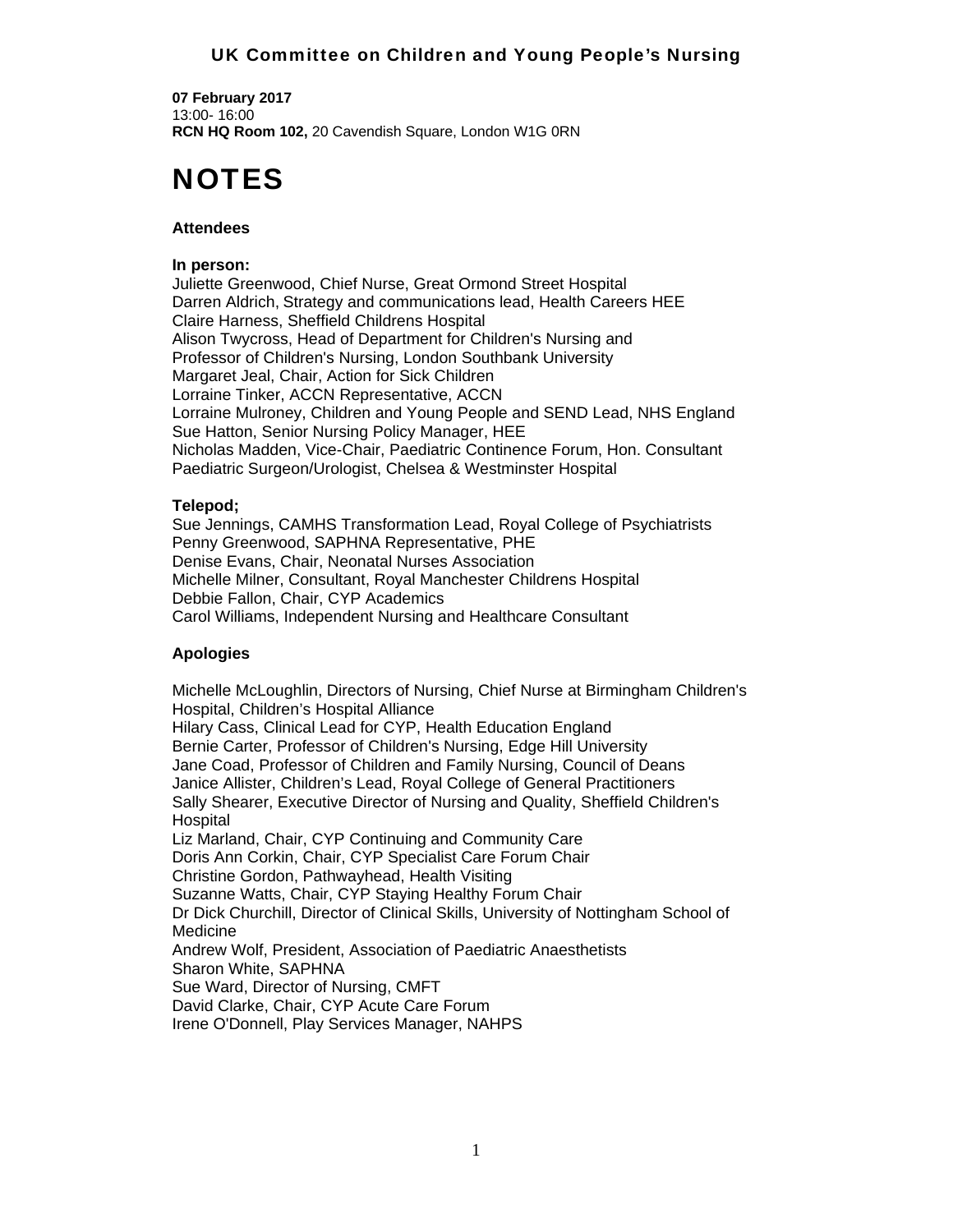# UK Committee on Children and Young People's Nursing

**07 February 2017**
13:00- 16:00
**RCN HQ Room 102,** 20 Cavendish Square, London W1G 0RN

# NOTES

**Attendees**

**In person:**
Juliette Greenwood, Chief Nurse, Great Ormond Street Hospital
Darren Aldrich, Strategy and communications lead, Health Careers HEE
Claire Harness, Sheffield Childrens Hospital
Alison Twycross, Head of Department for Children's Nursing and Professor of Children's Nursing, London Southbank University
Margaret Jeal, Chair, Action for Sick Children
Lorraine Tinker, ACCN Representative, ACCN
Lorraine Mulroney, Children and Young People and SEND Lead, NHS England
Sue Hatton, Senior Nursing Policy Manager, HEE
Nicholas Madden, Vice-Chair, Paediatric Continence Forum, Hon. Consultant Paediatric Surgeon/Urologist, Chelsea & Westminster Hospital

**Telepod;**
Sue Jennings, CAMHS Transformation Lead, Royal College of Psychiatrists
Penny Greenwood, SAPHNA Representative, PHE
Denise Evans, Chair, Neonatal Nurses Association
Michelle Milner, Consultant, Royal Manchester Childrens Hospital
Debbie Fallon, Chair, CYP Academics
Carol Williams, Independent Nursing and Healthcare Consultant

**Apologies**

Michelle McLoughlin, Directors of Nursing, Chief Nurse at Birmingham Children's Hospital, Children's Hospital Alliance
Hilary Cass, Clinical Lead for CYP, Health Education England
Bernie Carter, Professor of Children's Nursing, Edge Hill University
Jane Coad, Professor of Children and Family Nursing, Council of Deans
Janice Allister, Children's Lead, Royal College of General Practitioners
Sally Shearer, Executive Director of Nursing and Quality, Sheffield Children's Hospital
Liz Marland, Chair, CYP Continuing and Community Care
Doris Ann Corkin, Chair, CYP Specialist Care Forum Chair
Christine Gordon, Pathwayhead, Health Visiting
Suzanne Watts, Chair, CYP Staying Healthy Forum Chair
Dr Dick Churchill, Director of Clinical Skills, University of Nottingham School of Medicine
Andrew Wolf, President, Association of Paediatric Anaesthetists
Sharon White, SAPHNA
Sue Ward, Director of Nursing, CMFT
David Clarke, Chair, CYP Acute Care Forum
Irene O'Donnell, Play Services Manager, NAHPS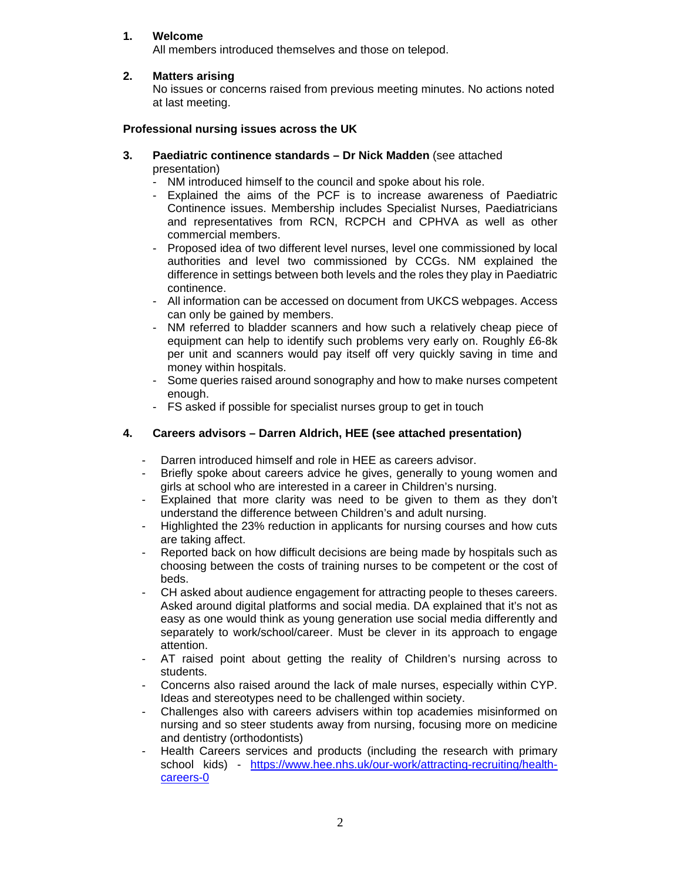1. **Welcome**
   All members introduced themselves and those on telepod.

2. **Matters arising**
   No issues or concerns raised from previous meeting minutes. No actions noted at last meeting.

**Professional nursing issues across the UK**

3. **Paediatric continence standards – Dr Nick Madden** (see attached presentation)
   - NM introduced himself to the council and spoke about his role.
   - Explained the aims of the PCF is to increase awareness of Paediatric Continence issues. Membership includes Specialist Nurses, Paediatricians and representatives from RCN, RCPCH and CPHVA as well as other commercial members.
   - Proposed idea of two different level nurses, level one commissioned by local authorities and level two commissioned by CCGs. NM explained the difference in settings between both levels and the roles they play in Paediatric continence.
   - All information can be accessed on document from UKCS webpages. Access can only be gained by members.
   - NM referred to bladder scanners and how such a relatively cheap piece of equipment can help to identify such problems very early on. Roughly £6-8k per unit and scanners would pay itself off very quickly saving in time and money within hospitals.
   - Some queries raised around sonography and how to make nurses competent enough.
   - FS asked if possible for specialist nurses group to get in touch

4. **Careers advisors – Darren Aldrich, HEE (see attached presentation)**

   - Darren introduced himself and role in HEE as careers advisor.
   - Briefly spoke about careers advice he gives, generally to young women and girls at school who are interested in a career in Children's nursing.
   - Explained that more clarity was need to be given to them as they don't understand the difference between Children's and adult nursing.
   - Highlighted the 23% reduction in applicants for nursing courses and how cuts are taking affect.
   - Reported back on how difficult decisions are being made by hospitals such as choosing between the costs of training nurses to be competent or the cost of beds.
   - CH asked about audience engagement for attracting people to theses careers. Asked around digital platforms and social media. DA explained that it's not as easy as one would think as young generation use social media differently and separately to work/school/career. Must be clever in its approach to engage attention.
   - AT raised point about getting the reality of Children's nursing across to students.
   - Concerns also raised around the lack of male nurses, especially within CYP. Ideas and stereotypes need to be challenged within society.
   - Challenges also with careers advisers within top academies misinformed on nursing and so steer students away from nursing, focusing more on medicine and dentistry (orthodontists)
   - Health Careers services and products (including the research with primary school kids) - [https://www.hee.nhs.uk/our-work/attracting-recruiting/health-careers-0](https://www.hee.nhs.uk/our-work/attracting-recruiting/health-careers-0)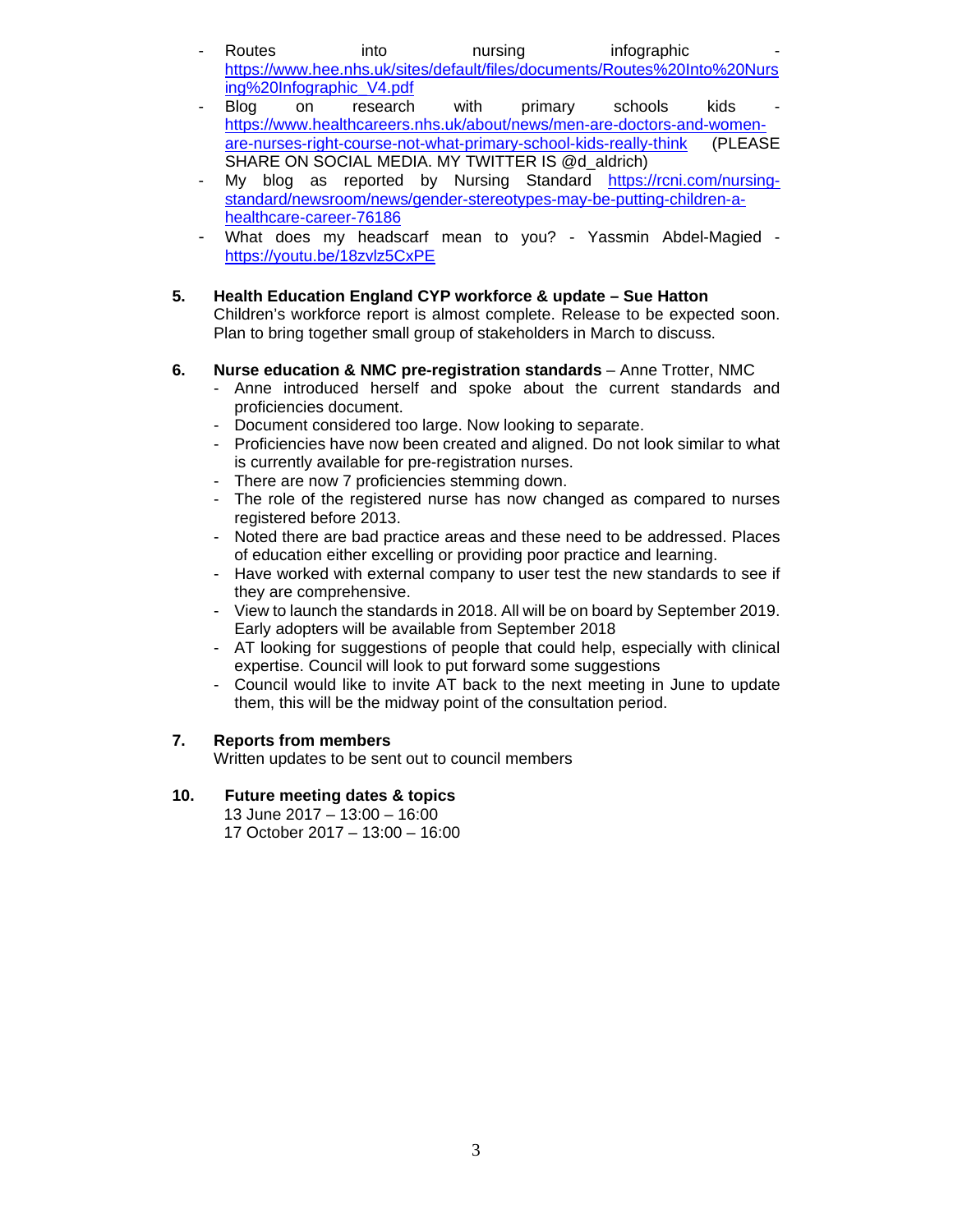- Routes into nursing infographic - https://www.hee.nhs.uk/sites/default/files/documents/Routes%20Into%20Nursing%20Infographic_V4.pdf
- Blog on research with primary schools kids - https://www.healthcareers.nhs.uk/about/news/men-are-doctors-and-women-are-nurses-right-course-not-what-primary-school-kids-really-think (PLEASE SHARE ON SOCIAL MEDIA. MY TWITTER IS @d_aldrich)
- My blog as reported by Nursing Standard https://rcni.com/nursing-standard/newsroom/news/gender-stereotypes-may-be-putting-children-a-healthcare-career-76186
- What does my headscarf mean to you? - Yassmin Abdel-Magied - https://youtu.be/18zvlz5CxPE

**5. Health Education England CYP workforce & update – Sue Hatton**

Children's workforce report is almost complete. Release to be expected soon. Plan to bring together small group of stakeholders in March to discuss.

**6. Nurse education & NMC pre-registration standards** – Anne Trotter, NMC

- Anne introduced herself and spoke about the current standards and proficiencies document.
- Document considered too large. Now looking to separate.
- Proficiencies have now been created and aligned. Do not look similar to what is currently available for pre-registration nurses.
- There are now 7 proficiencies stemming down.
- The role of the registered nurse has now changed as compared to nurses registered before 2013.
- Noted there are bad practice areas and these need to be addressed. Places of education either excelling or providing poor practice and learning.
- Have worked with external company to user test the new standards to see if they are comprehensive.
- View to launch the standards in 2018. All will be on board by September 2019. Early adopters will be available from September 2018
- AT looking for suggestions of people that could help, especially with clinical expertise. Council will look to put forward some suggestions
- Council would like to invite AT back to the next meeting in June to update them, this will be the midway point of the consultation period.

**7. Reports from members**

Written updates to be sent out to council members

**10. Future meeting dates & topics**

13 June 2017 – 13:00 – 16:00
17 October 2017 – 13:00 – 16:00